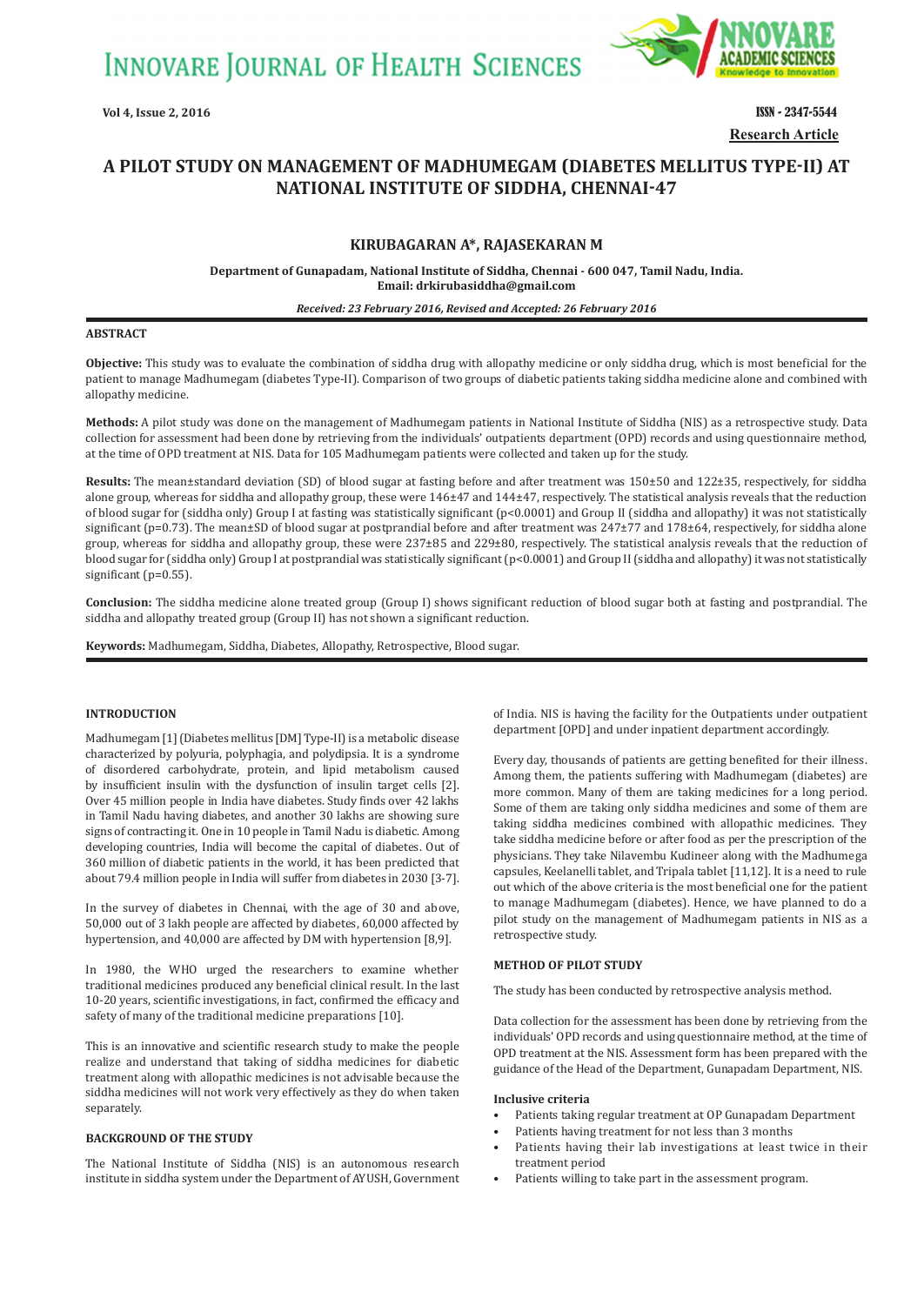Research Article

# A PILOT STUDY ON MANAGEMENT OF MADHUMEGAM (DIABETES MELLITUS TYPE-II) AT NATIONAL INSTITUTE OF SIDDHA, CHENNAI-47

**KIRUBAGARAN A*, RAJASEKARAN M**

**Department of Gunapadam, National Institute of Siddha, Chennai - 600 047, Tamil Nadu, India.**
**Email: drkirubasiddha@gmail.com**

*Received: 23 February 2016, Revised and Accepted: 26 February 2016*

## ABSTRACT

**Objective:** This study was to evaluate the combination of siddha drug with allopathy medicine or only siddha drug, which is most beneficial for the patient to manage Madhumegam (diabetes Type-II). Comparison of two groups of diabetic patients taking siddha medicine alone and combined with allopathy medicine.

**Methods:** A pilot study was done on the management of Madhumegam patients in National Institute of Siddha (NIS) as a retrospective study. Data collection for assessment had been done by retrieving from the individuals' outpatients department (OPD) records and using questionnaire method, at the time of OPD treatment at NIS. Data for 105 Madhumegam patients were collected and taken up for the study.

**Results:** The mean±standard deviation (SD) of blood sugar at fasting before and after treatment was 150±50 and 122±35, respectively, for siddha alone group, whereas for siddha and allopathy group, these were 146±47 and 144±47, respectively. The statistical analysis reveals that the reduction of blood sugar for (siddha only) Group I at fasting was statistically significant ($p<0.0001$) and Group II (siddha and allopathy) it was not statistically significant ($p=0.73$). The mean±SD of blood sugar at postprandial before and after treatment was 247±77 and 178±64, respectively, for siddha alone group, whereas for siddha and allopathy group, these were 237±85 and 229±80, respectively. The statistical analysis reveals that the reduction of blood sugar for (siddha only) Group I at postprandial was statistically significant ($p<0.0001$) and Group II (siddha and allopathy) it was not statistically significant ($p=0.55$).

**Conclusion:** The siddha medicine alone treated group (Group I) shows significant reduction of blood sugar both at fasting and postprandial. The siddha and allopathy treated group (Group II) has not shown a significant reduction.

**Keywords:** Madhumegam, Siddha, Diabetes, Allopathy, Retrospective, Blood sugar.

## INTRODUCTION

Madhumegam [1] (Diabetes mellitus [DM] Type-II) is a metabolic disease characterized by polyuria, polyphagia, and polydipsia. It is a syndrome of disordered carbohydrate, protein, and lipid metabolism caused by insufficient insulin with the dysfunction of insulin target cells [2]. Over 45 million people in India have diabetes. Study finds over 42 lakhs in Tamil Nadu having diabetes, and another 30 lakhs are showing sure signs of contracting it. One in 10 people in Tamil Nadu is diabetic. Among developing countries, India will become the capital of diabetes. Out of 360 million of diabetic patients in the world, it has been predicted that about 79.4 million people in India will suffer from diabetes in 2030 [3-7].

In the survey of diabetes in Chennai, with the age of 30 and above, 50,000 out of 3 lakh people are affected by diabetes, 60,000 affected by hypertension, and 40,000 are affected by DM with hypertension [8,9].

In 1980, the WHO urged the researchers to examine whether traditional medicines produced any beneficial clinical result. In the last 10-20 years, scientific investigations, in fact, confirmed the efficacy and safety of many of the traditional medicine preparations [10].

This is an innovative and scientific research study to make the people realize and understand that taking of siddha medicines for diabetic treatment along with allopathic medicines is not advisable because the siddha medicines will not work very effectively as they do when taken separately.

## BACKGROUND OF THE STUDY

The National Institute of Siddha (NIS) is an autonomous research institute in siddha system under the Department of AYUSH, Government of India. NIS is having the facility for the Outpatients under outpatient department [OPD] and under inpatient department accordingly.

Every day, thousands of patients are getting benefited for their illness. Among them, the patients suffering with Madhumegam (diabetes) are more common. Many of them are taking medicines for a long period. Some of them are taking only siddha medicines and some of them are taking siddha medicines combined with allopathic medicines. They take siddha medicine before or after food as per the prescription of the physicians. They take Nilavembu Kudineer along with the Madhumega capsules, Keelanelli tablet, and Tripala tablet [11,12]. It is a need to rule out which of the above criteria is the most beneficial one for the patient to manage Madhumegam (diabetes). Hence, we have planned to do a pilot study on the management of Madhumegam patients in NIS as a retrospective study.

## METHOD OF PILOT STUDY

The study has been conducted by retrospective analysis method.

Data collection for the assessment has been done by retrieving from the individuals' OPD records and using questionnaire method, at the time of OPD treatment at the NIS. Assessment form has been prepared with the guidance of the Head of the Department, Gunapadam Department, NIS.

### Inclusive criteria

- Patients taking regular treatment at OP Gunapadam Department
- Patients having treatment for not less than 3 months
- Patients having their lab investigations at least twice in their treatment period
- Patients willing to take part in the assessment program.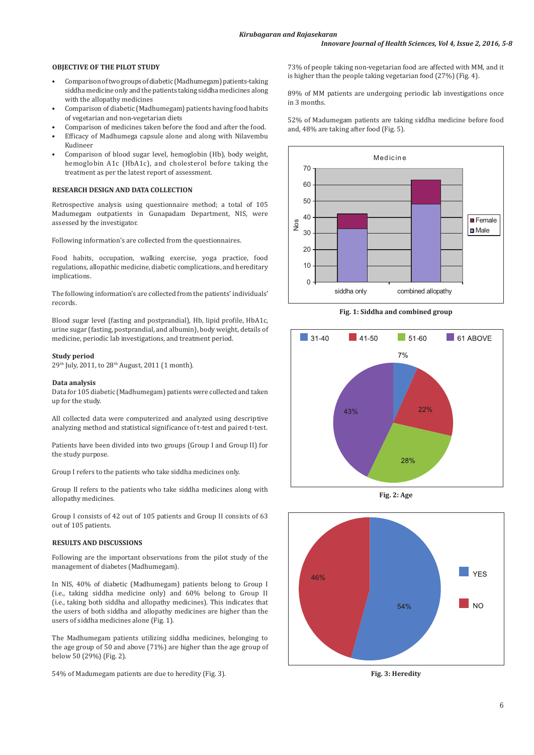## OBJECTIVE OF THE PILOT STUDY

- Comparison of two groups of diabetic (Madhumegam) patients-taking siddha medicine only and the patients taking siddha medicines along with the allopathy medicines
- Comparison of diabetic (Madhumegam) patients having food habits of vegetarian and non-vegetarian diets
- Comparison of medicines taken before the food and after the food.
- Efficacy of Madhumega capsule alone and along with Nilavembu Kudineer
- Comparison of blood sugar level, hemoglobin (Hb), body weight, hemoglobin A1c (HbA1c), and cholesterol before taking the treatment as per the latest report of assessment.

## RESEARCH DESIGN AND DATA COLLECTION

Retrospective analysis using questionnaire method; a total of 105 Madumegam outpatients in Gunapadam Department, NIS, were assessed by the investigator.

Following information's are collected from the questionnaires.

Food habits, occupation, walking exercise, yoga practice, food regulations, allopathic medicine, diabetic complications, and hereditary implications.

The following information's are collected from the patients' individuals' records.

Blood sugar level (fasting and postprandial), Hb, lipid profile, HbA1c, urine sugar (fasting, postprandial, and albumin), body weight, details of medicine, periodic lab investigations, and treatment period.

### Study period

29th July, 2011, to 28th August, 2011 (1 month).

### Data analysis

Data for 105 diabetic (Madhumegam) patients were collected and taken up for the study.

All collected data were computerized and analyzed using descriptive analyzing method and statistical significance of t-test and paired t-test.

Patients have been divided into two groups (Group I and Group II) for the study purpose.

Group I refers to the patients who take siddha medicines only.

Group II refers to the patients who take siddha medicines along with allopathy medicines.

Group I consists of 42 out of 105 patients and Group II consists of 63 out of 105 patients.

## RESULTS AND DISCUSSIONS

Following are the important observations from the pilot study of the management of diabetes (Madhumegam).

In NIS, 40% of diabetic (Madhumegam) patients belong to Group I (i.e., taking siddha medicine only) and 60% belong to Group II (i.e., taking both siddha and allopathy medicines). This indicates that the users of both siddha and allopathy medicines are higher than the users of siddha medicines alone (Fig. 1).

The Madhumegam patients utilizing siddha medicines, belonging to the age group of 50 and above (71%) are higher than the age group of below 50 (29%) (Fig. 2).

54% of Madumegam patients are due to heredity (Fig. 3).

73% of people taking non-vegetarian food are affected with MM, and it is higher than the people taking vegetarian food (27%) (Fig. 4).

89% of MM patients are undergoing periodic lab investigations once in 3 months.

52% of Madumegam patients are taking siddha medicine before food and, 48% are taking after food (Fig. 5).

**Fig. 1: Siddha and combined group**

**Fig. 2: Age**

**Fig. 3: Heredity**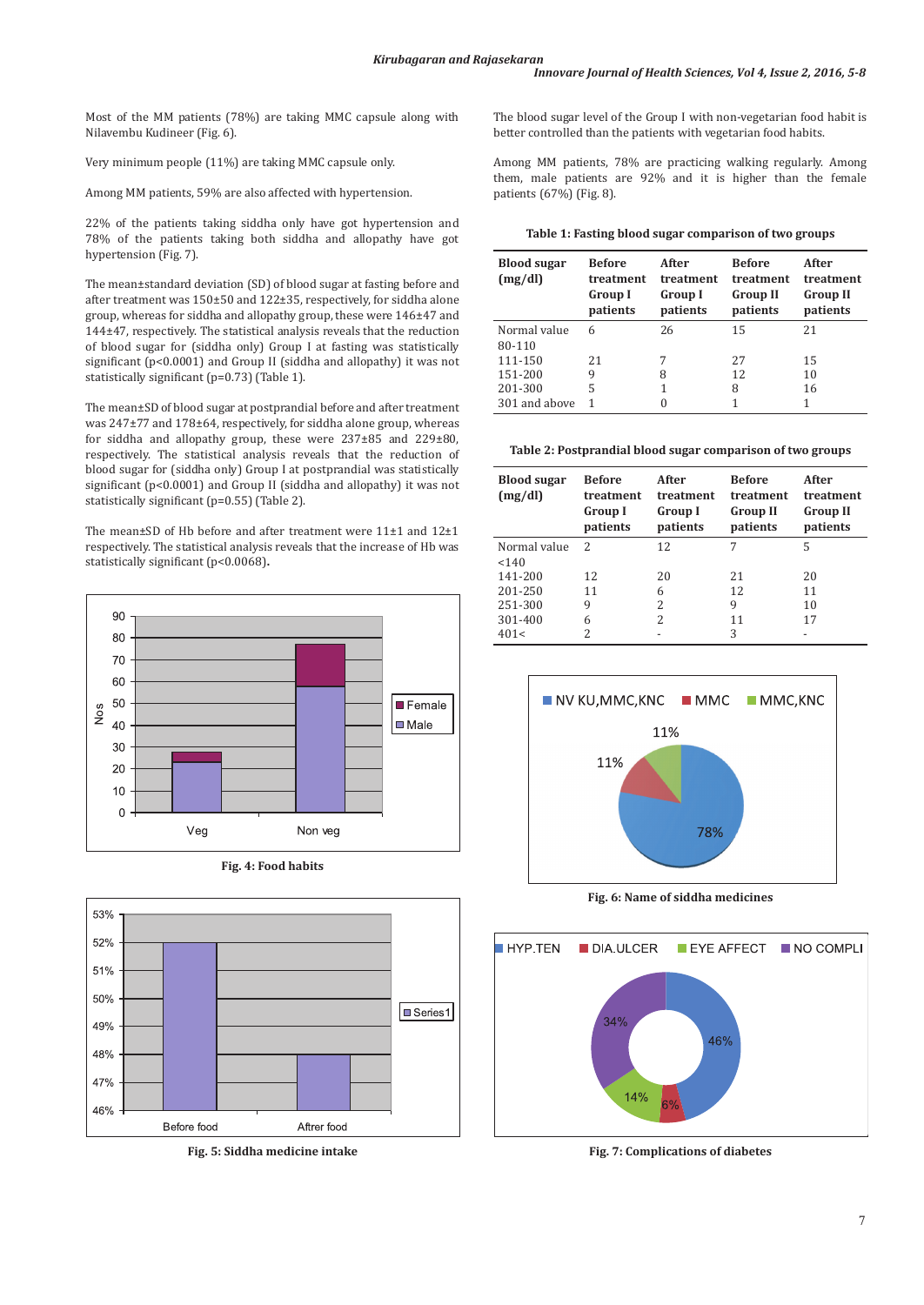Most of the MM patients (78%) are taking MMC capsule along with Nilavembu Kudineer (Fig. 6).

Very minimum people (11%) are taking MMC capsule only.

Among MM patients, 59% are also affected with hypertension.

22% of the patients taking siddha only have got hypertension and 78% of the patients taking both siddha and allopathy have got hypertension (Fig. 7).

The mean±standard deviation (SD) of blood sugar at fasting before and after treatment was 150±50 and 122±35, respectively, for siddha alone group, whereas for siddha and allopathy group, these were 146±47 and 144±47, respectively. The statistical analysis reveals that the reduction of blood sugar for (siddha only) Group I at fasting was statistically significant ($p<0.0001$) and Group II (siddha and allopathy) it was not statistically significant ($p=0.73$) (Table 1).

The mean±SD of blood sugar at postprandial before and after treatment was 247±77 and 178±64, respectively, for siddha alone group, whereas for siddha and allopathy group, these were 237±85 and 229±80, respectively. The statistical analysis reveals that the reduction of blood sugar for (siddha only) Group I at postprandial was statistically significant ($p<0.0001$) and Group II (siddha and allopathy) it was not statistically significant ($p=0.55$) (Table 2).

The mean±SD of Hb before and after treatment were 11±1 and 12±1 respectively. The statistical analysis reveals that the increase of Hb was statistically significant ($p<0.0068$).

**Fig. 4: Food habits**

**Fig. 5: Siddha medicine intake**

The blood sugar level of the Group I with non-vegetarian food habit is better controlled than the patients with vegetarian food habits.

Among MM patients, 78% are practicing walking regularly. Among them, male patients are 92% and it is higher than the female patients (67%) (Fig. 8).

**Table 1: Fasting blood sugar comparison of two groups**

| Blood sugar (mg/dl) | Before treatment Group I patients | After treatment Group I patients | Before treatment Group II patients | After treatment Group II patients |
|---|---|---|---|---|
| Normal value 80-110 | 6 | 26 | 15 | 21 |
| 111-150 | 21 | 7 | 27 | 15 |
| 151-200 | 9 | 8 | 12 | 10 |
| 201-300 | 5 | 1 | 8 | 16 |
| 301 and above | 1 | 0 | 1 | 1 |

**Table 2: Postprandial blood sugar comparison of two groups**

| Blood sugar (mg/dl) | Before treatment Group I patients | After treatment Group I patients | Before treatment Group II patients | After treatment Group II patients |
|---|---|---|---|---|
| Normal value <140 | 2 | 12 | 7 | 5 |
| 141-200 | 12 | 20 | 21 | 20 |
| 201-250 | 11 | 6 | 12 | 11 |
| 251-300 | 9 | 2 | 9 | 10 |
| 301-400 | 6 | 2 | 11 | 17 |
| 401< | 2 | - | 3 | - |

**Fig. 6: Name of siddha medicines**

**Fig. 7: Complications of diabetes**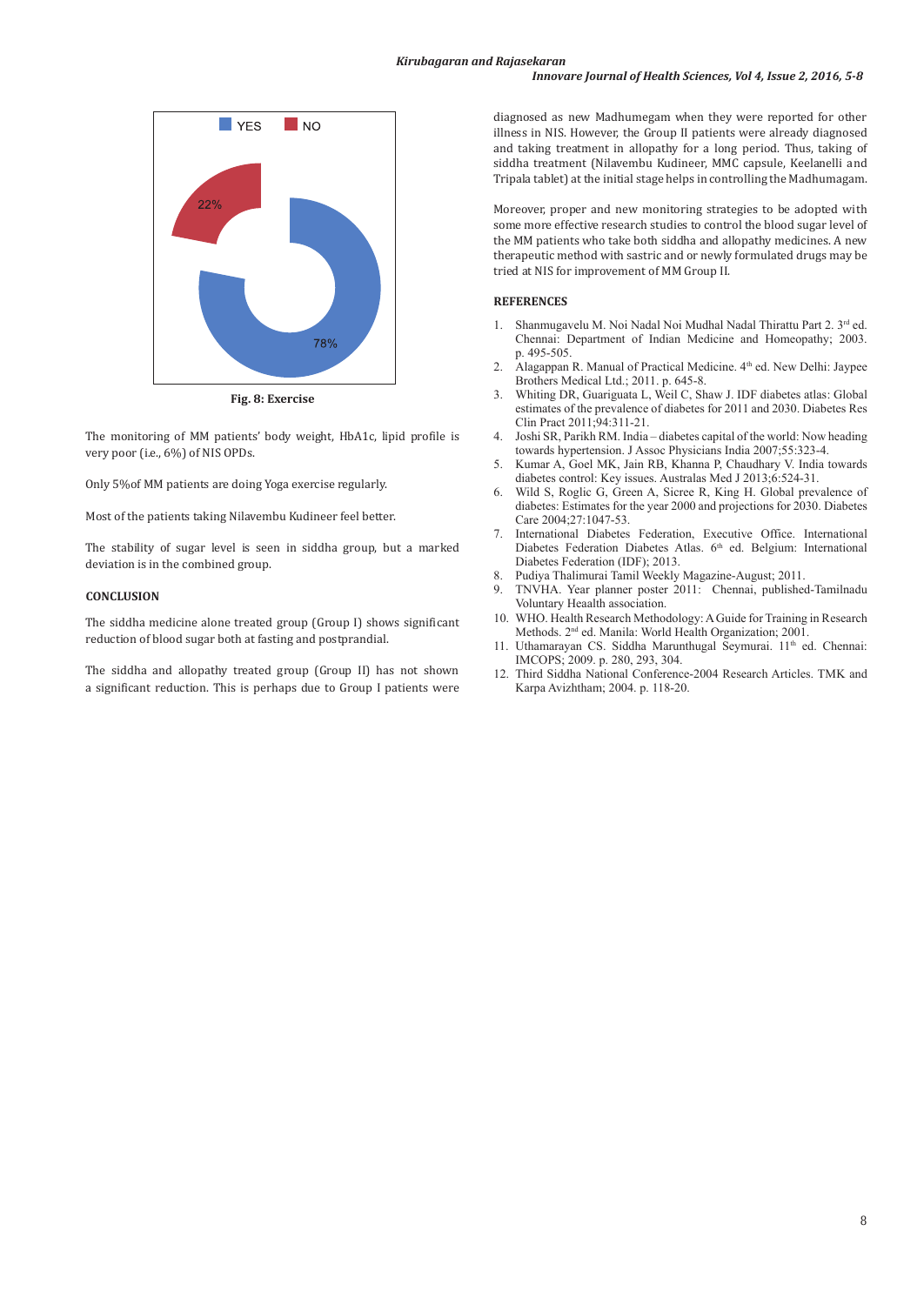YES
NO
22%
78%

**Fig. 8: Exercise**

The monitoring of MM patients' body weight, HbA1c, lipid profile is very poor (i.e., 6%) of NIS OPDs.

Only 5%of MM patients are doing Yoga exercise regularly.

Most of the patients taking Nilavembu Kudineer feel better.

The stability of sugar level is seen in siddha group, but a marked deviation is in the combined group.

## CONCLUSION

The siddha medicine alone treated group (Group I) shows significant reduction of blood sugar both at fasting and postprandial.

The siddha and allopathy treated group (Group II) has not shown a significant reduction. This is perhaps due to Group I patients were diagnosed as new Madhumegam when they were reported for other illness in NIS. However, the Group II patients were already diagnosed and taking treatment in allopathy for a long period. Thus, taking of siddha treatment (Nilavembu Kudineer, MMC capsule, Keelanelli and Tripala tablet) at the initial stage helps in controlling the Madhumagam.

Moreover, proper and new monitoring strategies to be adopted with some more effective research studies to control the blood sugar level of the MM patients who take both siddha and allopathy medicines. A new therapeutic method with sastric and or newly formulated drugs may be tried at NIS for improvement of MM Group II.

## REFERENCES

1. Shanmugavelu M. Noi Nadal Noi Mudhal Nadal Thirattu Part 2. 3rd ed. Chennai: Department of Indian Medicine and Homeopathy; 2003. p. 495-505.
2. Alagappan R. Manual of Practical Medicine. 4th ed. New Delhi: Jaypee Brothers Medical Ltd.; 2011. p. 645-8.
3. Whiting DR, Guariguata L, Weil C, Shaw J. IDF diabetes atlas: Global estimates of the prevalence of diabetes for 2011 and 2030. Diabetes Res Clin Pract 2011;94:311-21.
4. Joshi SR, Parikh RM. India – diabetes capital of the world: Now heading towards hypertension. J Assoc Physicians India 2007;55:323-4.
5. Kumar A, Goel MK, Jain RB, Khanna P, Chaudhary V. India towards diabetes control: Key issues. Australas Med J 2013;6:524-31.
6. Wild S, Roglic G, Green A, Sicree R, King H. Global prevalence of diabetes: Estimates for the year 2000 and projections for 2030. Diabetes Care 2004;27:1047-53.
7. International Diabetes Federation, Executive Office. International Diabetes Federation Diabetes Atlas. 6th ed. Belgium: International Diabetes Federation (IDF); 2013.
8. Pudiya Thalimurai Tamil Weekly Magazine-August; 2011.
9. TNVHA. Year planner poster 2011: Chennai, published-Tamilnadu Voluntary Heaalth association.
10. WHO. Health Research Methodology: A Guide for Training in Research Methods. 2nd ed. Manila: World Health Organization; 2001.
11. Uthamarayan CS. Siddha Marunthugal Seymurai. 11th ed. Chennai: IMCOPS; 2009. p. 280, 293, 304.
12. Third Siddha National Conference-2004 Research Articles. TMK and Karpa Avizhtham; 2004. p. 118-20.